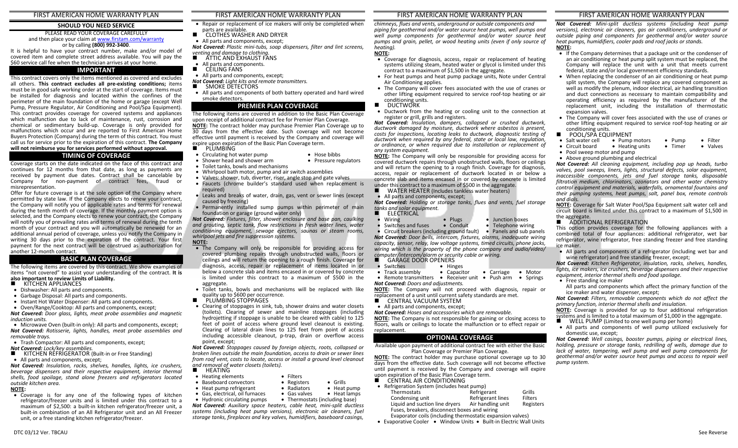## SHOULD YOU NEED SERVICE

PLEASE READ YOUR COVERAGE CAREFULLY
and then place your claim at www.firstam.com/warranty
or by calling **(800) 992-3400**.

It is helpful to have your contract number, make and/or model of covered item and complete street address available. You will pay the $60 service call fee when the technician arrives at your home.

## IMPORTANT

This contract covers only the items mentioned as covered and excludes all others. **This contract excludes all pre-existing conditions;** items must be in good safe working order at the start of coverage. Items must be installed for diagnosis and located within the confines of the perimeter of the main foundation of the home or garage (except Well Pump, Pressure Regulator, Air Conditioning and Pool/Spa Equipment). This contract provides coverage for covered systems and appliances which malfunction due to lack of maintenance, rust, corrosion and chemical or sedimentary build-up. Coverage is only provided for malfunctions which occur and are reported to First American Home Buyers Protection (Company) during the term of this contract. You must call us for service prior to the expiration of this contract. **The Company will not reimburse you for services performed without approval.**

## TIMING OF COVERAGE

Coverage starts on the date indicated on the face of this contract and continues for 12 months from that date, as long as payments are received by payment due dates. Contract shall be cancelable by Company for non-payment of contract fees, fraud or misrepresentation.

Offer for future coverage is at the sole option of the Company where permitted by state law. If the Company elects to renew your contract, the Company will notify you of applicable rates and terms for renewal during the tenth month of coverage. If the monthly payment option is selected, and the Company elects to renew your contract, the Company will notify you of prevailing rates and terms of renewal during the tenth month of your contract and you will automatically be renewed for an additional annual period of coverage, unless you notify the Company in writing 30 days prior to the expiration of the contract. Your first payment for the next contract will be construed as authorization for another 12-month contract.

## BASIC PLAN COVERAGE

The following items are covered by this contract. We show examples of items "not covered" to assist your understanding of the contract. **It is also important to review Limits of Liability.**

### ■ KITCHEN APPLIANCES

- Dishwasher: All parts and components.
- Garbage Disposal: All parts and components.
- Instant Hot Water Dispenser: All parts and components.
- Oven/Range/Cooktop: All parts and components, except;

***Not Covered:*** *Door glass, lights, meat probe assemblies and magnetic induction units.*

- Microwave Oven (built-in only): All parts and components, except;

***Not Covered:*** *Rotisserie, lights, handles, meat probe assemblies and removable trays.*

- Trash Compactor: All parts and components, except;

***Not Covered:*** *Lock/key assemblies.*

### ■ KITCHEN REFRIGERATOR (Built-in or Free Standing)

- All parts and components, except;

***Not Covered:*** *Insulation, racks, shelves, handles, lights, ice crushers, beverage dispensers and their respective equipment, interior thermal shells, food spoilage, stand alone freezers and refrigerators located outside kitchen area.*

**NOTE:**

- Coverage is for any one of the following types of kitchen refrigerator/freezer units and is limited under this contract to a maximum of $2,500: a built-in kitchen refrigerator/freezer unit, a built-in combination of an All Refrigerator unit and an All Freezer unit, or a free standing kitchen refrigerator/freezer.
- Repair or replacement of ice makers will only be completed when parts are available.

### ■ CLOTHES WASHER AND DRYER

- All parts and components, except;

***Not Covered:*** *Plastic mini-tubs, soap dispensers, filter and lint screens, venting and damage to clothing.*

### ■ ATTIC AND EXHAUST FANS

- All parts and components.

### ■ CEILING FANS

- All parts and components, except;

***Not Covered:*** *Light kits and remote transmitters.*

### ■ SMOKE DETECTORS

- All parts and components of both battery operated and hard wired smoke detectors.

## PREMIER PLAN COVERAGE

The following items are covered in addition to the Basic Plan Coverage upon receipt of additional contract fee for Premier Plan Coverage.

**NOTE:** The contract holder may purchase Premier Plan Coverage up to 30 days from the effective date. Such coverage will not become effective until payment is received by the Company and coverage will expire upon expiration of the Basic Plan Coverage term.

### ■ PLUMBING

- Circulating hot water pump
- Hose bibbs
- Shower head and shower arm
- Pressure regulators
- Toilet tanks, bowls and mechanisms
- Whirlpool bath motor, pump and air switch assemblies
- Valves: shower, tub, diverter, riser, angle stop and gate valves
- Faucets (chrome builder's standard used when replacement is required)
- Leaks and breaks of water, drain, gas, vent or sewer lines (except caused by freezing)
- Permanently installed sump pumps within perimeter of main foundation or garage (ground water only)

***Not Covered:*** *Fixtures, filter, shower enclosure and base pan, caulking and grouting, septic tank, flow restrictions in fresh water lines, water conditioning equipment, sewage ejectors, saunas or steam rooms, whirlpool jets and fire suppression systems.*

**NOTE:**

- The Company will only be responsible for providing access for covered plumbing repairs through unobstructed walls, floors or ceilings and will return the opening to a rough finish. Coverage for diagnosis, access, repair or replacement of items located in or below a concrete slab and items encased in or covered by concrete is limited under this contract to a maximum of $500 in the aggregate.
- Toilet tanks, bowls and mechanisms will be replaced with like quality up to $600 per occurrence.

### ■ PLUMBING STOPPAGES

- Clearing of stoppages in sink, tub, shower drains and water closets (toilets). Clearing of sewer and mainline stoppages (including hydrojetting if stoppage is unable to be cleared with cable) to 125 feet of point of access where ground level cleanout is existing. Clearing of lateral drain lines to 125 feet from point of access including accessible cleanout, p-trap, drain or overflow access point, except;

***Not Covered:*** *Stoppages caused by foreign objects, roots, collapsed or broken lines outside the main foundation, access to drain or sewer lines from roof vent, costs to locate, access or install a ground level cleanout and removal of water closets (toilets).*

### ■ HEATING

- Heating elements
- Filters
- Baseboard convectors
- Registers
- Grills
- Heat pump refrigerant
- Radiators
- Heat pump
- Gas, electrical, oil furnaces
- Gas valves
- Heat lamps
- Hydronic circulating pumps
- Thermostats (including base)

***Not Covered:*** *Auxiliary space heaters, cable heat, mini-split ductless systems (including heat pump versions), electronic air cleaners, fuel storage tanks, fireplaces and key valves, humidifiers, baseboard casings, chimneys, flues and vents, underground or outside components and piping for geothermal and/or water source heat pumps, well pumps and well pump components for geothermal and/or water source heat pumps and grain, pellet, or wood heating units (even if only source of heating).*

**NOTE:**

- Coverage for diagnosis, access, repair or replacement of heating systems utilizing steam, heated water or glycol is limited under this contract to a maximum of $1,500 in the aggregate.
- For heat pumps and heat pump package units, Note under Central Air Conditioning applies.
- The Company will cover fees associated with the use of cranes or other lifting equipment required to service roof-top heating or air conditioning units.

### ■ DUCTWORK

- Ductwork from the heating or cooling unit to the connection at register or grill, grills and registers.

***Not Covered:*** *Insulation, dampers, collapsed or crushed ductwork, ductwork damaged by moisture, ductwork where asbestos is present, costs for inspections, locating leaks to ductwork, diagnostic testing of ductwork when required by any federal, state or local law, regulation, or ordinance, or when required due to installation or replacement of any system equipment.*

**NOTE:** The Company will only be responsible for providing access for covered ductwork repairs through unobstructed walls, floors or ceilings and will return the opening to a rough finish. Coverage for diagnosis, access, repair or replacement of ductwork located in or below a concrete slab and items encased in or covered by concrete is limited under this contract to a maximum of $500 in the aggregate.

### ■ WATER HEATER (Includes tankless water heaters)

- All parts and components, except;

***Not Covered:*** *Holding or storage tanks, flues and vents, fuel storage tanks and solar equipment.*

### ■ ELECTRICAL

- Wiring
- Plugs
- Junction boxes
- Switches and fuses
- Conduit
- Telephone wiring
- Circuit breakers (including ground fault)
- Panels and sub panels

***Not Covered:*** *Door bells, intercom, fixtures, alarms, inadequate wiring capacity, sensor, relay, low voltage systems, timed circuits, phone jacks, wiring which is the property of the phone company and audio/video/computer/intercom/alarm or security cable or wiring.*

### ■ GARAGE DOOR OPENERS

- Switches
- Hinges
- Track assembly
- Capacitor
- Carriage
- Motor
- Remote transmitters
- Receiver unit
- Push arm
- Springs

***Not Covered:*** *Doors and adjustments.*

**NOTE:** The Company will not proceed with diagnosis, repair or replacement of a unit until current safety standards are met.

### ■ CENTRAL VACUUM SYSTEM

- All parts and components, except;

***Not Covered:*** *Hoses and accessories which are removable.*

**NOTE:** The Company is not responsible for gaining or closing access to floors, walls or ceilings to locate the malfunction or to effect repair or replacement.

## OPTIONAL COVERAGE

Available upon payment of additional contract fee with either the Basic Plan Coverage or Premier Plan Coverage.

**NOTE:** The contract holder may purchase optional coverage up to 30 days from the effective date. Such coverage will not become effective until payment is received by the Company and coverage will expire upon expiration of the Basic Plan Coverage term.

### ■ CENTRAL AIR CONDITIONING

- Refrigeration System (includes heat pump)

| | | |
|---|---|---|
| Thermostats | Refrigerant | Grills |
| Condensing unit | Refrigerant lines | Filters |
| Liquid and suction line dryers | Air handling unit | Registers |

Fuses, breakers, disconnect boxes and wiring
Evaporator coils (including thermostatic expansion valves)

- Evaporative Cooler • Window Units • Built-in Electric Wall Units

***Not Covered:*** *Mini-split ductless systems (including heat pump versions), electronic air cleaners, gas air conditioners, underground or outside piping and components for geothermal and/or water source heat pumps, humidifiers, cooler pads and roof jacks or stands.*

**NOTE:**

- If the Company determines that a package unit or the condenser of an air conditioning or heat pump split system must be replaced, the Company will replace the unit with a unit that meets current federal, state and/or local government efficiency standards.
- When replacing the condenser of an air conditioning or heat pump split system, the Company will replace any covered component as well as modify the plenum, indoor electrical, air handling transition and duct connections as necessary to maintain compatibility and operating efficiency as required by the manufacturer of the replacement unit, including the installation of thermostatic expansion valves.
- The Company will cover fees associated with the use of cranes or other lifting equipment required to service roof-top heating or air conditioning units.

### ■ POOL/SPA EQUIPMENT

- Salt water cell
- Pump motors
- Pump
- Filter
- Circuit board
- Heating units
- Timer
- Valves
- Pool sweep motor and pump
- Above ground plumbing and electrical

***Not Covered:*** *All cleaning equipment, including pop up heads, turbo valves, pool sweeps, liner, lights, structural defects, solar equipment, inaccessible components, jets and fuel storage tanks, disposable filtration medium, chlorinators, ozonators and other water chemistry control equipment and materials, waterfalls, ornamental fountains and their pumping systems, heat pumps, salt, panel box, remote controls and dials.*

**NOTE:** Coverage for Salt Water Pool/Spa Equipment salt water cell and circuit board is limited under this contract to a maximum of $1,500 in the aggregate.

### ■ ADDITIONAL REFRIGERATION

This option provides coverage for the following appliances with a combined total of four appliances: additional refrigerator, wet bar refrigerator, wine refrigerator, free standing freezer and free standing ice maker.

- All parts and components of a refrigerator (including wet bar and wine refrigerator) and free standing freezer, except;

***Not Covered:*** *Kitchen Refrigerator, insulation, racks, shelves, handles, lights, ice makers, ice crushers, beverage dispensers and their respective equipment, interior thermal shells and food spoilage.*

- Free standing ice maker

All parts and components which affect the primary function of the ice maker and water dispenser, except;

***Not Covered:*** *Filters, removable components which do not affect the primary function, interior thermal shells and insulation.*

**NOTE:** Coverage is provided for up to four additional refrigeration systems and is limited to a total maximum of $1,000 in the aggregate.

### ■ WELL PUMP (Limited to one well pump per home)

- All parts and components of well pump utilized exclusively for domestic use, except;

***Not Covered:*** *Well casings, booster pumps, piping or electrical lines, holding, pressure or storage tanks, redrilling of wells, damage due to lack of water, tampering, well pump and well pump components for geothermal and/or water source heat pumps and access to repair well pump system.*

DTC 03/12 Ver. TBCAU

See Reverse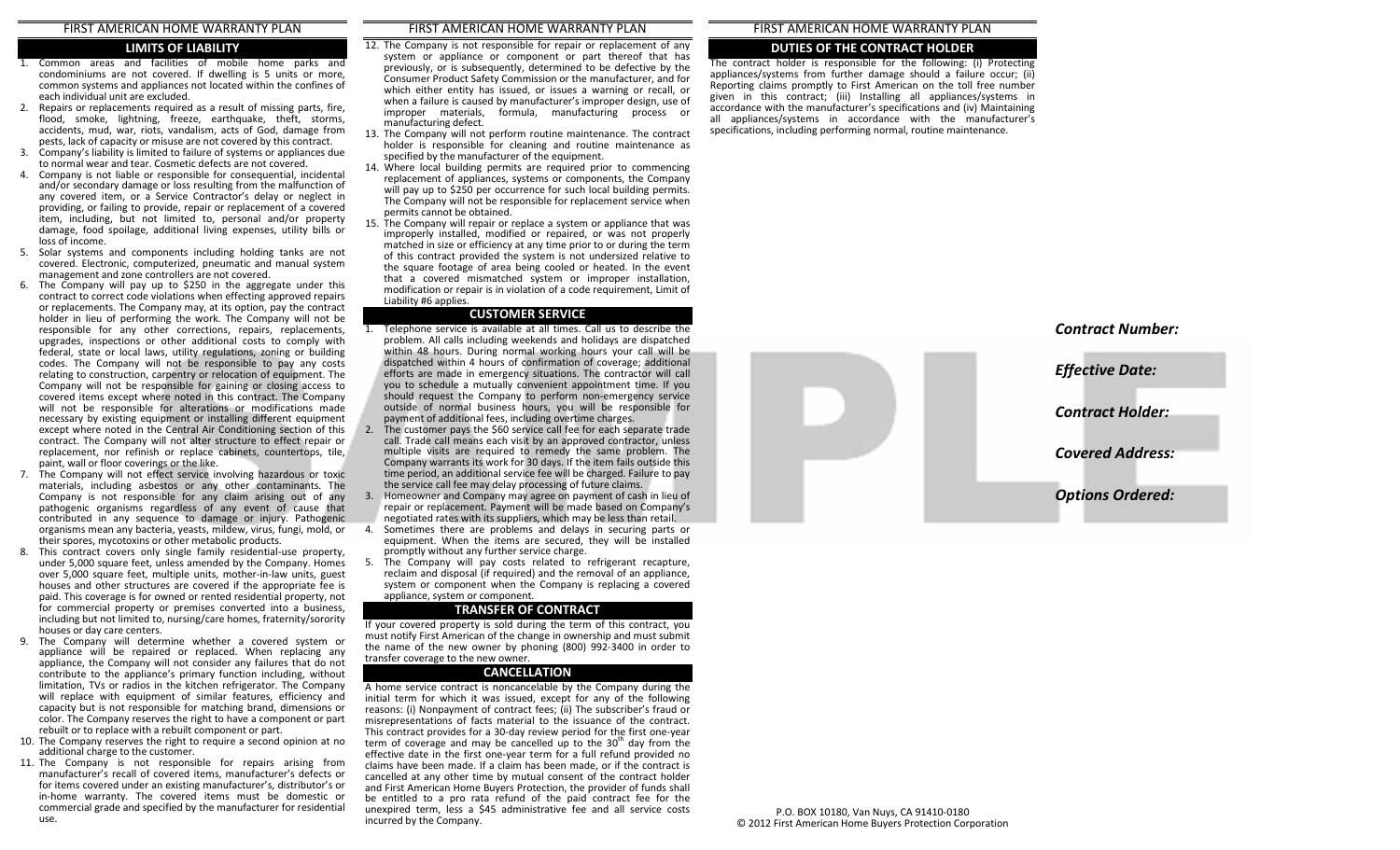## LIMITS OF LIABILITY

1. Common areas and facilities of mobile home parks and condominiums are not covered. If dwelling is 5 units or more, common systems and appliances not located within the confines of each individual unit are excluded.
2. Repairs or replacements required as a result of missing parts, fire, flood, smoke, lightning, freeze, earthquake, theft, storms, accidents, mud, war, riots, vandalism, acts of God, damage from pests, lack of capacity or misuse are not covered by this contract.
3. Company's liability is limited to failure of systems or appliances due to normal wear and tear. Cosmetic defects are not covered.
4. Company is not liable or responsible for consequential, incidental and/or secondary damage or loss resulting from the malfunction of any covered item, or a Service Contractor's delay or neglect in providing, or failing to provide, repair or replacement of a covered item, including, but not limited to, personal and/or property damage, food spoilage, additional living expenses, utility bills or loss of income.
5. Solar systems and components including holding tanks are not covered. Electronic, computerized, pneumatic and manual system management and zone controllers are not covered.
6. The Company will pay up to $250 in the aggregate under this contract to correct code violations when effecting approved repairs or replacements. The Company may, at its option, pay the contract holder in lieu of performing the work. The Company will not be responsible for any other corrections, repairs, replacements, upgrades, inspections or other additional costs to comply with federal, state or local laws, utility regulations, zoning or building codes. The Company will not be responsible to pay any costs relating to construction, carpentry or relocation of equipment. The Company will not be responsible for gaining or closing access to covered items except where noted in this contract. The Company will not be responsible for alterations or modifications made necessary by existing equipment or installing different equipment except where noted in the Central Air Conditioning section of this contract. The Company will not alter structure to effect repair or replacement, nor refinish or replace cabinets, countertops, tile, paint, wall or floor coverings or the like.
7. The Company will not effect service involving hazardous or toxic materials, including asbestos or any other contaminants. The Company is not responsible for any claim arising out of any pathogenic organisms regardless of any event of cause that contributed in any sequence to damage or injury. Pathogenic organisms mean any bacteria, yeasts, mildew, virus, fungi, mold, or their spores, mycotoxins or other metabolic products.
8. This contract covers only single family residential-use property, under 5,000 square feet, unless amended by the Company. Homes over 5,000 square feet, multiple units, mother-in-law units, guest houses and other structures are covered if the appropriate fee is paid. This coverage is for owned or rented residential property, not for commercial property or premises converted into a business, including but not limited to, nursing/care homes, fraternity/sorority houses or day care centers.
9. The Company will determine whether a covered system or appliance will be repaired or replaced. When replacing any appliance, the Company will not consider any failures that do not contribute to the appliance's primary function including, without limitation, TVs or radios in the kitchen refrigerator. The Company will replace with equipment of similar features, efficiency and capacity but is not responsible for matching brand, dimensions or color. The Company reserves the right to have a component or part rebuilt or to replace with a rebuilt component or part.
10. The Company reserves the right to require a second opinion at no additional charge to the customer.
11. The Company is not responsible for repairs arising from manufacturer's recall of covered items, manufacturer's defects or for items covered under an existing manufacturer's, distributor's or in-home warranty. The covered items must be domestic or commercial grade and specified by the manufacturer for residential use.
12. The Company is not responsible for repair or replacement of any system or appliance or component or part thereof that has previously, or is subsequently, determined to be defective by the Consumer Product Safety Commission or the manufacturer, and for which either entity has issued, or issues a warning or recall, or when a failure is caused by manufacturer's improper design, use of improper materials, formula, manufacturing process or manufacturing defect.
13. The Company will not perform routine maintenance. The contract holder is responsible for cleaning and routine maintenance as specified by the manufacturer of the equipment.
14. Where local building permits are required prior to commencing replacement of appliances, systems or components, the Company will pay up to $250 per occurrence for such local building permits. The Company will not be responsible for replacement service when permits cannot be obtained.
15. The Company will repair or replace a system or appliance that was improperly installed, modified or repaired, or was not properly matched in size or efficiency at any time prior to or during the term of this contract provided the system is not undersized relative to the square footage of area being cooled or heated. In the event that a covered mismatched system or improper installation, modification or repair is in violation of a code requirement, Limit of Liability #6 applies.

## CUSTOMER SERVICE

1. Telephone service is available at all times. Call us to describe the problem. All calls including weekends and holidays are dispatched within 48 hours. During normal working hours your call will be dispatched within 4 hours of confirmation of coverage; additional efforts are made in emergency situations. The contractor will call you to schedule a mutually convenient appointment time. If you should request the Company to perform non-emergency service outside of normal business hours, you will be responsible for payment of additional fees, including overtime charges.
2. The customer pays the $60 service call fee for each separate trade call. Trade call means each visit by an approved contractor, unless multiple visits are required to remedy the same problem. The Company warrants its work for 30 days. If the item fails outside this time period, an additional service fee will be charged. Failure to pay the service call fee may delay processing of future claims.
3. Homeowner and Company may agree on payment of cash in lieu of repair or replacement. Payment will be made based on Company's negotiated rates with its suppliers, which may be less than retail.
4. Sometimes there are problems and delays in securing parts or equipment. When the items are secured, they will be installed promptly without any further service charge.
5. The Company will pay costs related to refrigerant recapture, reclaim and disposal (if required) and the removal of an appliance, system or component when the Company is replacing a covered appliance, system or component.

## TRANSFER OF CONTRACT

If your covered property is sold during the term of this contract, you must notify First American of the change in ownership and must submit the name of the new owner by phoning (800) 992-3400 in order to transfer coverage to the new owner.

## CANCELLATION

A home service contract is noncancelable by the Company during the initial term for which it was issued, except for any of the following reasons: (i) Nonpayment of contract fees; (ii) The subscriber's fraud or misrepresentations of facts material to the issuance of the contract. This contract provides for a 30-day review period for the first one-year term of coverage and may be cancelled up to the 30th day from the effective date in the first one-year term for a full refund provided no claims have been made. If a claim has been made, or if the contract is cancelled at any other time by mutual consent of the contract holder and First American Home Buyers Protection, the provider of funds shall be entitled to a pro rata refund of the paid contract fee for the unexpired term, less a $45 administrative fee and all service costs incurred by the Company.

## DUTIES OF THE CONTRACT HOLDER

The contract holder is responsible for the following: (i) Protecting appliances/systems from further damage should a failure occur; (ii) Reporting claims promptly to First American on the toll free number given in this contract; (iii) Installing all appliances/systems in accordance with the manufacturer's specifications and (iv) Maintaining all appliances/systems in accordance with the manufacturer's specifications, including performing normal, routine maintenance.

SAMPLE

***Contract Number:***

***Effective Date:***

***Contract Holder:***

***Covered Address:***

***Options Ordered:***

P.O. BOX 10180, Van Nuys, CA 91410-0180
© 2012 First American Home Buyers Protection Corporation